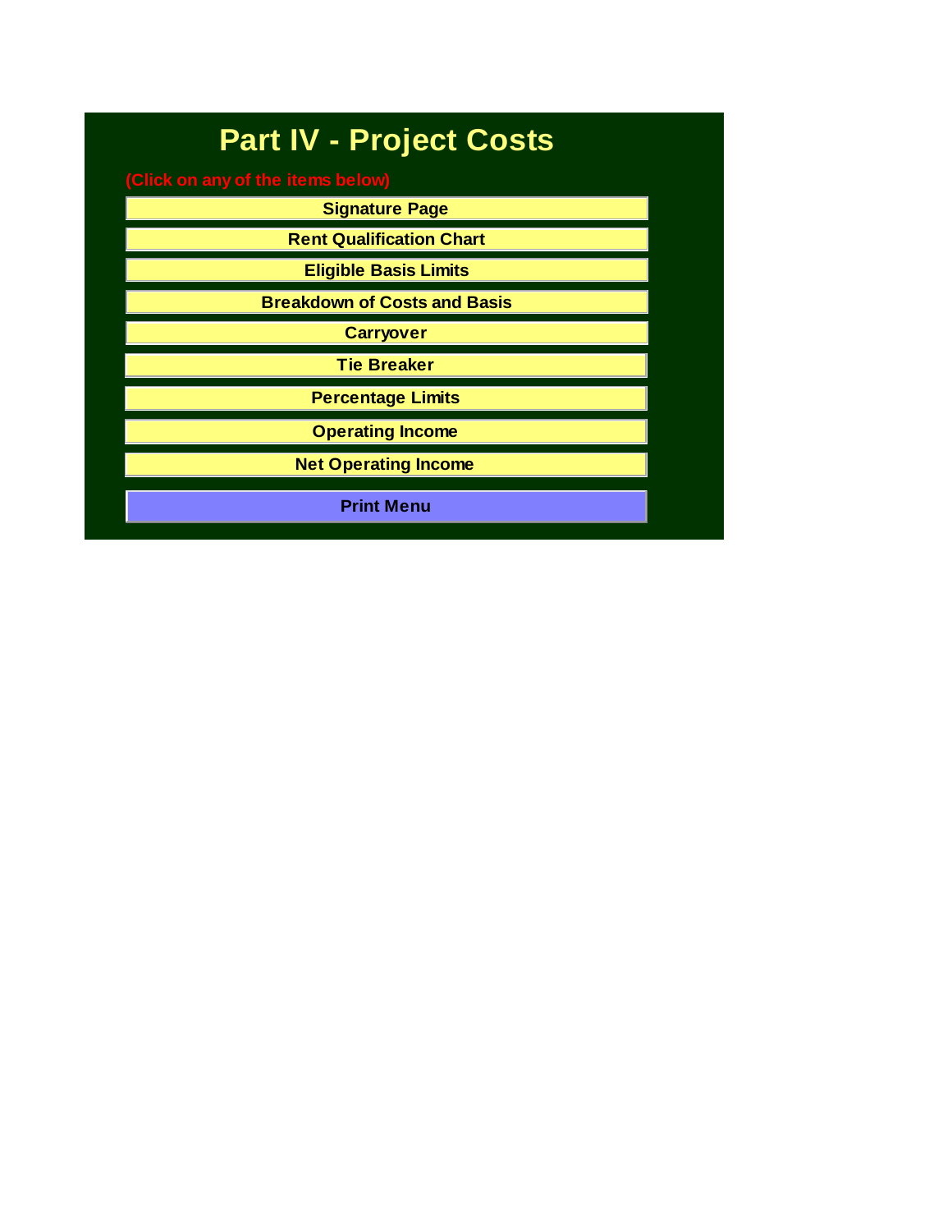# Part IV - Project Costs

(Click on any of the items below)

- Signature Page
- Rent Qualification Chart
- Eligible Basis Limits
- Breakdown of Costs and Basis
- Carryover
- Tie Breaker
- Percentage Limits
- Operating Income
- Net Operating Income

**Print Menu**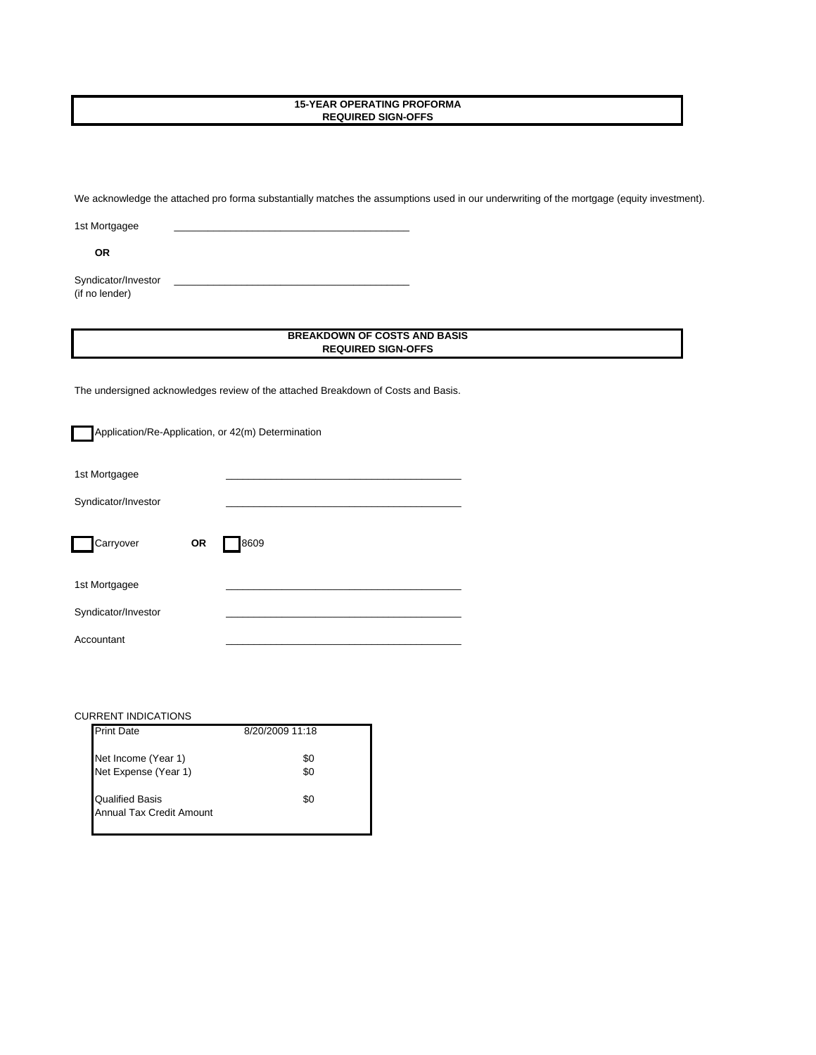## 15-YEAR OPERATING PROFORMA
## REQUIRED SIGN-OFFS

We acknowledge the attached pro forma substantially matches the assumptions used in our underwriting of the mortgage (equity investment).

1st Mortgagee \_\_\_\_\_\_\_\_\_\_\_\_\_\_\_\_\_\_\_\_\_\_\_\_\_\_\_\_\_\_\_\_\_\_\_\_\_\_\_\_

**OR**

Syndicator/Investor (if no lender) \_\_\_\_\_\_\_\_\_\_\_\_\_\_\_\_\_\_\_\_\_\_\_\_\_\_\_\_\_\_\_\_\_\_\_\_\_\_\_\_

## BREAKDOWN OF COSTS AND BASIS
## REQUIRED SIGN-OFFS

The undersigned acknowledges review of the attached Breakdown of Costs and Basis.

☐ Application/Re-Application, or 42(m) Determination

1st Mortgagee \_\_\_\_\_\_\_\_\_\_\_\_\_\_\_\_\_\_\_\_\_\_\_\_\_\_\_\_\_\_\_\_\_\_\_\_\_\_\_\_

Syndicator/Investor \_\_\_\_\_\_\_\_\_\_\_\_\_\_\_\_\_\_\_\_\_\_\_\_\_\_\_\_\_\_\_\_\_\_\_\_\_\_\_\_

☐ Carryover **OR** ☐ 8609

1st Mortgagee \_\_\_\_\_\_\_\_\_\_\_\_\_\_\_\_\_\_\_\_\_\_\_\_\_\_\_\_\_\_\_\_\_\_\_\_\_\_\_\_

Syndicator/Investor \_\_\_\_\_\_\_\_\_\_\_\_\_\_\_\_\_\_\_\_\_\_\_\_\_\_\_\_\_\_\_\_\_\_\_\_\_\_\_\_

Accountant \_\_\_\_\_\_\_\_\_\_\_\_\_\_\_\_\_\_\_\_\_\_\_\_\_\_\_\_\_\_\_\_\_\_\_\_\_\_\_\_

CURRENT INDICATIONS

| | |
|---|---|
| Print Date | 8/20/2009 11:18 |
| Net Income (Year 1) | $0 |
| Net Expense (Year 1) | $0 |
| Qualified Basis | $0 |
| Annual Tax Credit Amount | |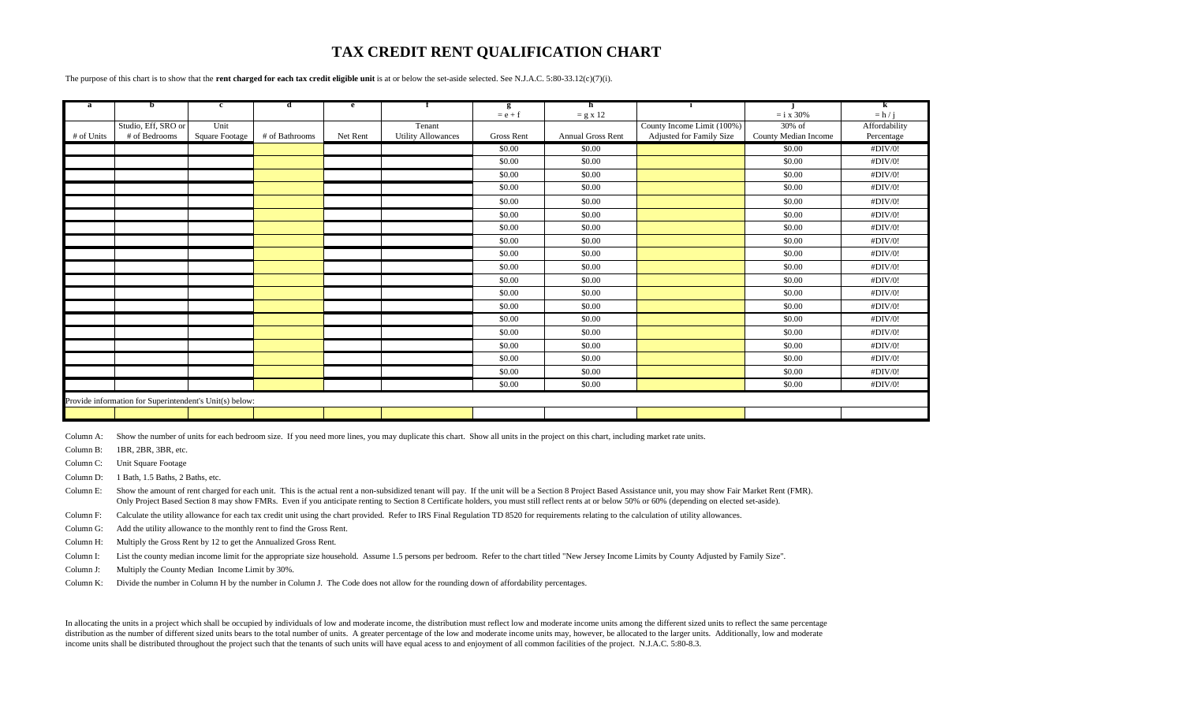# TAX CREDIT RENT QUALIFICATION CHART

The purpose of this chart is to show that the **rent charged for each tax credit eligible unit** is at or below the set-aside selected. See N.J.A.C. 5:80-33.12(c)(7)(i).

| a | b | c | d | e | f | g | h | i | j | k |
|---|---|---|---|---|---|---|---|---|---|---|
| | | | | | | = e + f | = g x 12 | | = i x 30% | = h / j |
| # of Units | Studio, Eff, SRO or # of Bedrooms | Unit Square Footage | # of Bathrooms | Net Rent | Tenant Utility Allowances | Gross Rent | Annual Gross Rent | County Income Limit (100%) Adjusted for Family Size | 30% of County Median Income | Affordability Percentage |
| | | | | | | $0.00 | $0.00 | | $0.00 | #DIV/0! |
| | | | | | | $0.00 | $0.00 | | $0.00 | #DIV/0! |
| | | | | | | $0.00 | $0.00 | | $0.00 | #DIV/0! |
| | | | | | | $0.00 | $0.00 | | $0.00 | #DIV/0! |
| | | | | | | $0.00 | $0.00 | | $0.00 | #DIV/0! |
| | | | | | | $0.00 | $0.00 | | $0.00 | #DIV/0! |
| | | | | | | $0.00 | $0.00 | | $0.00 | #DIV/0! |
| | | | | | | $0.00 | $0.00 | | $0.00 | #DIV/0! |
| | | | | | | $0.00 | $0.00 | | $0.00 | #DIV/0! |
| | | | | | | $0.00 | $0.00 | | $0.00 | #DIV/0! |
| | | | | | | $0.00 | $0.00 | | $0.00 | #DIV/0! |
| | | | | | | $0.00 | $0.00 | | $0.00 | #DIV/0! |
| | | | | | | $0.00 | $0.00 | | $0.00 | #DIV/0! |
| | | | | | | $0.00 | $0.00 | | $0.00 | #DIV/0! |
| | | | | | | $0.00 | $0.00 | | $0.00 | #DIV/0! |
| | | | | | | $0.00 | $0.00 | | $0.00 | #DIV/0! |
| | | | | | | $0.00 | $0.00 | | $0.00 | #DIV/0! |
| | | | | | | $0.00 | $0.00 | | $0.00 | #DIV/0! |
| | | | | | | $0.00 | $0.00 | | $0.00 | #DIV/0! |
| Provide information for Superintendent's Unit(s) below: | | | | | | | | | | |
| | | | | | | | | | | |

Column A: Show the number of units for each bedroom size. If you need more lines, you may duplicate this chart. Show all units in the project on this chart, including market rate units.

Column B: 1BR, 2BR, 3BR, etc.

Column C: Unit Square Footage

Column D: 1 Bath, 1.5 Baths, 2 Baths, etc.

Column E: Show the amount of rent charged for each unit. This is the actual rent a non-subsidized tenant will pay. If the unit will be a Section 8 Project Based Assistance unit, you may show Fair Market Rent (FMR). Only Project Based Section 8 may show FMRs. Even if you anticipate renting to Section 8 Certificate holders, you must still reflect rents at or below 50% or 60% (depending on elected set-aside).

Column F: Calculate the utility allowance for each tax credit unit using the chart provided. Refer to IRS Final Regulation TD 8520 for requirements relating to the calculation of utility allowances.

Column G: Add the utility allowance to the monthly rent to find the Gross Rent.

Column H: Multiply the Gross Rent by 12 to get the Annualized Gross Rent.

Column I: List the county median income limit for the appropriate size household. Assume 1.5 persons per bedroom. Refer to the chart titled "New Jersey Income Limits by County Adjusted by Family Size".

Column J: Multiply the County Median Income Limit by 30%.

Column K: Divide the number in Column H by the number in Column J. The Code does not allow for the rounding down of affordability percentages.

In allocating the units in a project which shall be occupied by individuals of low and moderate income, the distribution must reflect low and moderate income units among the different sized units to reflect the same percentage distribution as the number of different sized units bears to the total number of units. A greater percentage of the low and moderate income units may, however, be allocated to the larger units. Additionally, low and moderate income units shall be distributed throughout the project such that the tenants of such units will have equal acess to and enjoyment of all common facilities of the project. N.J.A.C. 5:80-8.3.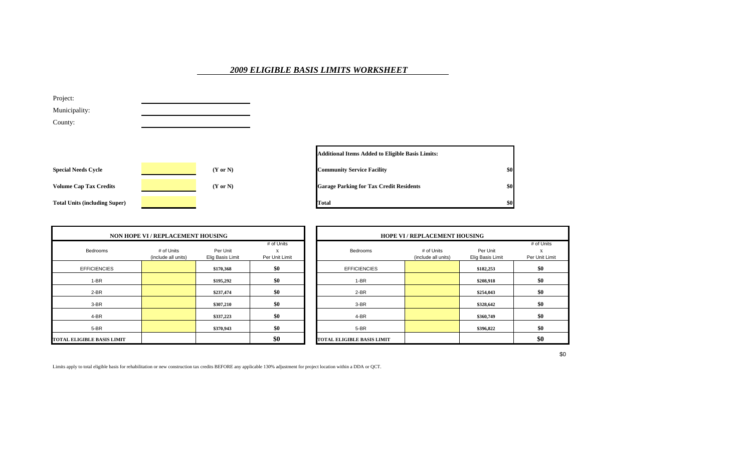# *2009 ELIGIBLE BASIS LIMITS WORKSHEET*

Project: \_\_\_\_\_\_\_\_\_\_\_\_\_\_\_\_\_\_\_\_

Municipality: \_\_\_\_\_\_\_\_\_\_\_\_\_\_\_\_\_\_\_\_

County: \_\_\_\_\_\_\_\_\_\_\_\_\_\_\_\_\_\_\_\_

| | | |
|---|---|---|
| **Special Needs Cycle** | | **(Y or N)** |
| **Volume Cap Tax Credits** | | **(Y or N)** |
| **Total Units (including Super)** | | |

| **Additional Items Added to Eligible Basis Limits:** | |
|---|---|
| **Community Service Facility** | **$0** |
| **Garage Parking for Tax Credit Residents** | **$0** |
| **Total** | **$0** |

| **NON HOPE VI / REPLACEMENT HOUSING** | | | |
|---|---|---|---|
| Bedrooms | # of Units (include all units) | Per Unit Elig Basis Limit | # of Units x Per Unit Limit |
| EFFICIENCIES | | **$170,368** | **$0** |
| 1-BR | | **$195,292** | **$0** |
| 2-BR | | **$237,474** | **$0** |
| 3-BR | | **$307,210** | **$0** |
| 4-BR | | **$337,223** | **$0** |
| 5-BR | | **$370,943** | **$0** |
| **TOTAL ELIGIBLE BASIS LIMIT** | | | **$0** |

| **HOPE VI / REPLACEMENT HOUSING** | | | |
|---|---|---|---|
| Bedrooms | # of Units (include all units) | Per Unit Elig Basis Limit | # of Units x Per Unit Limit |
| EFFICIENCIES | | **$182,253** | **$0** |
| 1-BR | | **$208,918** | **$0** |
| 2-BR | | **$254,043** | **$0** |
| 3-BR | | **$328,642** | **$0** |
| 4-BR | | **$360,749** | **$0** |
| 5-BR | | **$396,822** | **$0** |
| **TOTAL ELIGIBLE BASIS LIMIT** | | | **$0** |

$0

Limits apply to total eligible basis for rehabilitation or new construction tax credits BEFORE any applicable 130% adjustment for project location within a DDA or QCT.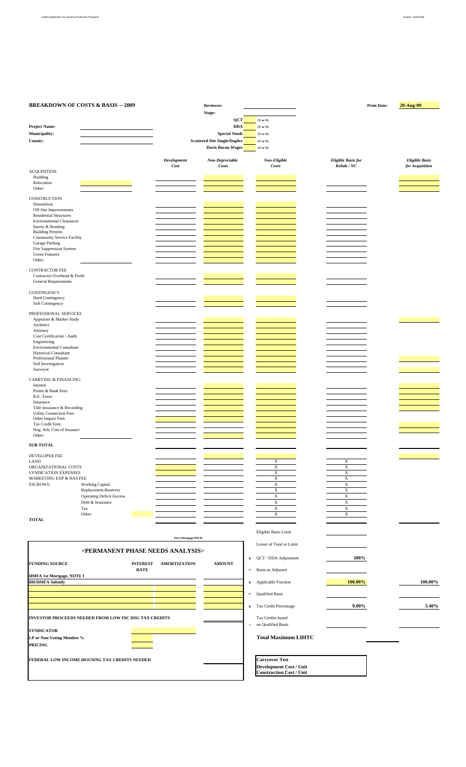## BREAKDOWN OF COSTS & BASIS -- 2009

**Reviewer:**

**Stage:**

**Print Date:** **20-Aug-09**

**Project Name:**

**Municipality:**

**County:**

| | |
|---|---|
| **QCT** | (Y or N) |
| **DDA** | (Y or N) |
| **Special Needs** | (Y or N) |
| **Scattered Site Single/Duplex** | (Y or N) |
| **Davis Bacon Wages** | (Y or N) |

| | *Development Cost* | *Non-Depreciable Costs* | *Non-Eligible Costs* | *Eligible Basis for Rehab / NC* | *Eligible Basis for Acquisition* |
|---|---|---|---|---|---|
| ACQUISITION | | | | | |
| Building | | | | | |
| Relocation | | | | | |
| Other: | | | | | |
| CONSTRUCTION | | | | | |
| Demolition | | | | | |
| Off-Site Improvements | | | | | |
| Residential Structures | | | | | |
| Environmental Clearances | | | | | |
| Surety & Bonding | | | | | |
| Building Permits | | | | | |
| Community Service Facility | | | | | |
| Garage Parking | | | | | |
| Fire Suppression System | | | | | |
| Green Features | | | | | |
| Other: | | | | | |
| CONTRACTOR FEE | | | | | |
| Contractor Overhead & Profit | | | | | |
| General Requirements | | | | | |
| CONTINGENCY | | | | | |
| Hard Contingency | | | | | |
| Soft Contingency | | | | | |
| PROFESSIONAL SERVICES | | | | | |
| Appraiser & Market Study | | | | | |
| Architect | | | | | |
| Attorney | | | | | |
| Cost Certification / Audit | | | | | |
| Engineering | | | | | |
| Environmental Consultant | | | | | |
| Historical Consultant | | | | | |
| Professional Planner | | | | | |
| Soil Investigation | | | | | |
| Surveyor | | | | | |
| CARRYING & FINANCING | | | | | |
| Interest | | | | | |
| Points & Bank Fees | | | | | |
| R.E. Taxes | | | | | |
| Insurance | | | | | |
| Title Insurance & Recording | | | | | |
| Utility Connection Fees | | | | | |
| Other Impact Fees | | | | | |
| Tax Credit Fees | | | | | |
| Neg. Arb, Cost of Issuance | | | | | |
| Other: | | | | | |
| **SUB-TOTAL** | | | | | |
| DEVELOPER FEE | | | | | |
| LAND | | | X | X | |
| ORGANIZATIONAL COSTS | | | X | X | |
| SYNDICATION EXPENSES | | | X | X | |
| MARKETING EXP & HAS FEE | | | X | X | |
| ESCROWS: Working Capital | | | X | X | |
| Replacement Reserves | | | X | X | |
| Operating Deficit Escrow | | | X | X | |
| Debt & Insurance | | | X | X | |
| Tax | | | X | X | |
| Other: | | | X | X | |
| **TOTAL** | | | | | |

| | | | |
|---|---|---|---|
| | Eligible Basis Limit | | |
| | Lesser of Total or Limit | | |
| x | QCT / DDA Adjustment | 100% | |
| = | Basis as Adjusted | | |
| x | Applicable Fraction | 100.00% | 100.00% |
| = | Qualified Basis | | |
| x | Tax Credit Percentage | 9.00% | 3.40% |
| = | Tax Credits based on Qualified Basis | | |

**Total Maximum LIHTC**

**First Mortgage DSCR**

### <PERMANENT PHASE NEEDS ANALYSIS>

| **FUNDING SOURCE** | **INTEREST RATE** | **AMORTIZATION** | **AMOUNT** |
|---|---|---|---|
| **HMFA 1st Mortgage, NOTE 1** | | | |
| **BH/HMFA Subsidy** | | | |
| | | | |
| | | | |
| | | | |

**INVESTOR PROCEEDS NEEDED FROM LOW INC HSG TAX CREDITS**

**SYNDICATOR**

**LP or Non-Voting Member %**

**PRICING**

**FEDERAL LOW INCOME HOUSING TAX CREDITS NEEDED**

**Carryover Test**

**Development Cost / Unit**

**Construction Cost / Unit**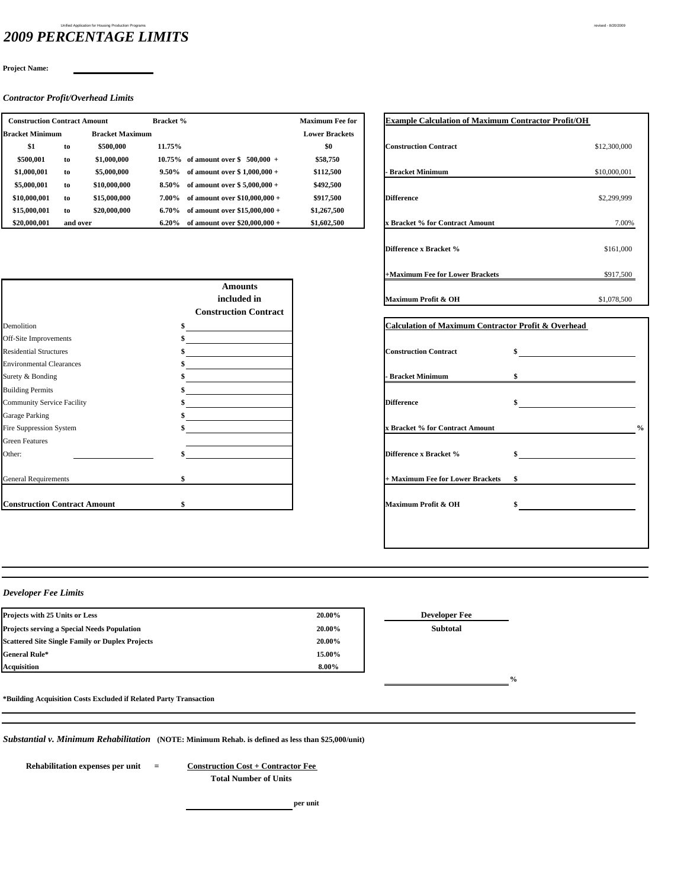Unified Application for Housing Production Programs

revised - 8/20/2009

# 2009 PERCENTAGE LIMITS

**Project Name:** ____________

### *Contractor Profit/Overhead Limits*

| Construction Contract Amount | | | Bracket % | | Maximum Fee for |
|---|---|---|---|---|---|
| **Bracket Minimum** | | **Bracket Maximum** | | | **Lower Brackets** |
| **$1** | **to** | **$500,000** | **11.75%** | | **$0** |
| **$500,001** | **to** | **$1,000,000** | **10.75%** | **of amount over $ 500,000 +** | **$58,750** |
| **$1,000,001** | **to** | **$5,000,000** | **9.50%** | **of amount over $ 1,000,000 +** | **$112,500** |
| **$5,000,001** | **to** | **$10,000,000** | **8.50%** | **of amount over $ 5,000,000 +** | **$492,500** |
| **$10,000,001** | **to** | **$15,000,000** | **7.00%** | **of amount over $10,000,000 +** | **$917,500** |
| **$15,000,001** | **to** | **$20,000,000** | **6.70%** | **of amount over $15,000,000 +** | **$1,267,500** |
| **$20,000,001** | **and over** | | **6.20%** | **of amount over $20,000,000 +** | **$1,602,500** |

**Example Calculation of Maximum Contractor Profit/OH**

| | |
|---|---|
| **Construction Contract** | $12,300,000 |
| **- Bracket Minimum** | $10,000,001 |
| **Difference** | $2,299,999 |
| **x Bracket % for Contract Amount** | 7.00% |
| **Difference x Bracket %** | $161,000 |
| **+Maximum Fee for Lower Brackets** | $917,500 |
| **Maximum Profit & OH** | $1,078,500 |

| | Amounts included in Construction Contract |
|---|---|
| Demolition | $ |
| Off-Site Improvements | $ |
| Residential Structures | $ |
| Environmental Clearances | $ |
| Surety & Bonding | $ |
| Building Permits | $ |
| Community Service Facility | $ |
| Garage Parking | $ |
| Fire Suppression System | $ |
| Green Features | |
| Other: ____________ | $ |
| General Requirements | $ |
| **Construction Contract Amount** | $ |

**Calculation of Maximum Contractor Profit & Overhead**

| | |
|---|---|
| **Construction Contract** | $ |
| **- Bracket Minimum** | $ |
| **Difference** | $ |
| **x Bracket % for Contract Amount** | % |
| **Difference x Bracket %** | $ |
| **+ Maximum Fee for Lower Brackets** | $ |
| **Maximum Profit & OH** | $ |

### *Developer Fee Limits*

| | |
|---|---|
| **Projects with 25 Units or Less** | **20.00%** |
| **Projects serving a Special Needs Population** | **20.00%** |
| **Scattered Site Single Family or Duplex Projects** | **20.00%** |
| **General Rule*** | **15.00%** |
| **Acquisition** | **8.00%** |

**Developer Fee**
**Subtotal**

____________ %

**\*Building Acquisition Costs Excluded if Related Party Transaction**

### *Substantial v. Minimum Rehabilitation* **(NOTE: Minimum Rehab. is defined as less than $25,000/unit)**

**Rehabilitation expenses per unit** = $\dfrac{\textbf{Construction Cost + Contractor Fee}}{\textbf{Total Number of Units}}$

____________ **per unit**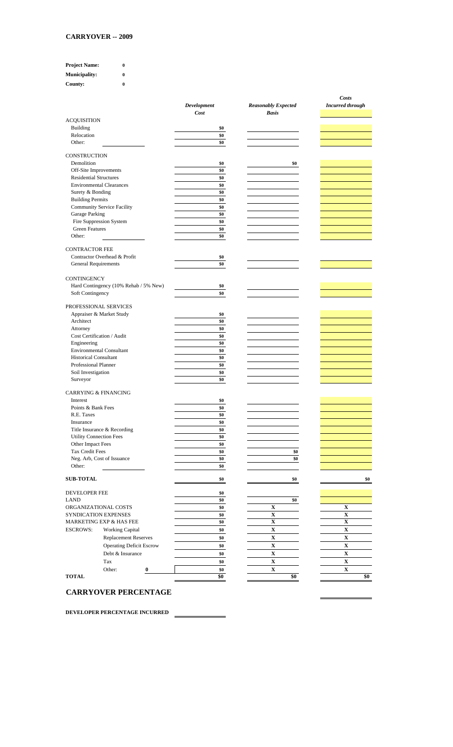## CARRYOVER -- 2009

**Project Name:** 0

**Municipality:** 0

**County:** 0

| | *Development Cost* | *Reasonably Expected Basis* | *Costs Incurred through* |
|---|---|---|---|
| ACQUISITION | | | |
| Building | \$0 | | |
| Relocation | \$0 | | |
| Other: | \$0 | | |
| CONSTRUCTION | | | |
| Demolition | \$0 | \$0 | |
| Off-Site Improvements | \$0 | | |
| Residential Structures | \$0 | | |
| Environmental Clearances | \$0 | | |
| Surety & Bonding | \$0 | | |
| Building Permits | \$0 | | |
| Community Service Facility | \$0 | | |
| Garage Parking | \$0 | | |
| Fire Suppression System | \$0 | | |
| Green Features | \$0 | | |
| Other: | \$0 | | |
| CONTRACTOR FEE | | | |
| Contractor Overhead & Profit | \$0 | | |
| General Requirements | \$0 | | |
| CONTINGENCY | | | |
| Hard Contingency (10% Rehab / 5% New) | \$0 | | |
| Soft Contingency | \$0 | | |
| PROFESSIONAL SERVICES | | | |
| Appraiser & Market Study | \$0 | | |
| Architect | \$0 | | |
| Attorney | \$0 | | |
| Cost Certification / Audit | \$0 | | |
| Engineering | \$0 | | |
| Environmental Consultant | \$0 | | |
| Historical Consultant | \$0 | | |
| Professional Planner | \$0 | | |
| Soil Investigation | \$0 | | |
| Surveyor | \$0 | | |
| CARRYING & FINANCING | | | |
| Interest | \$0 | | |
| Points & Bank Fees | \$0 | | |
| R.E. Taxes | \$0 | | |
| Insurance | \$0 | | |
| Title Insurance & Recording | \$0 | | |
| Utility Connection Fees | \$0 | | |
| Other Impact Fees | \$0 | | |
| Tax Credit Fees | \$0 | \$0 | |
| Neg. Arb, Cost of Issuance | \$0 | \$0 | |
| Other: | \$0 | | |
| **SUB-TOTAL** | \$0 | \$0 | \$0 |
| DEVELOPER FEE | \$0 | | |
| LAND | \$0 | \$0 | |
| ORGANIZATIONAL COSTS | \$0 | X | X |
| SYNDICATION EXPENSES | \$0 | X | X |
| MARKETING EXP & HAS FEE | \$0 | X | X |
| ESCROWS: Working Capital | \$0 | X | X |
| Replacement Reserves | \$0 | X | X |
| Operating Deficit Escrow | \$0 | X | X |
| Debt & Insurance | \$0 | X | X |
| Tax | \$0 | X | X |
| Other: 0 | \$0 | X | X |
| **TOTAL** | \$0 | \$0 | \$0 |

## CARRYOVER PERCENTAGE

**DEVELOPER PERCENTAGE INCURRED**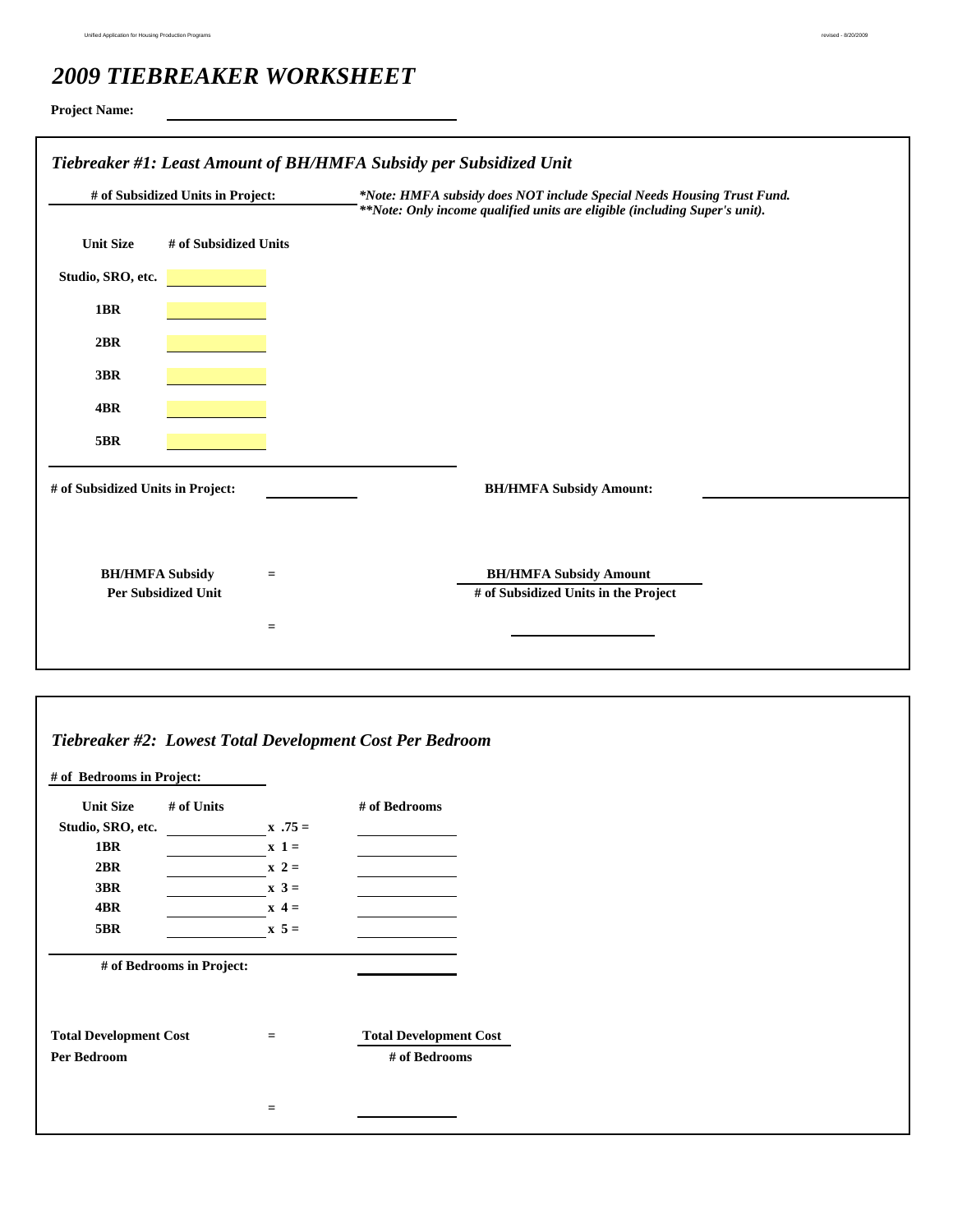# *2009 TIEBREAKER WORKSHEET*

**Project Name:** ______________________

## *Tiebreaker #1: Least Amount of BH/HMFA Subsidy per Subsidized Unit*

**# of Subsidized Units in Project:**

***Note: HMFA subsidy does NOT include Special Needs Housing Trust Fund.***
****Note: Only income qualified units are eligible (including Super's unit).***

| Unit Size | # of Subsidized Units |
|---|---|
| Studio, SRO, etc. | |
| 1BR | |
| 2BR | |
| 3BR | |
| 4BR | |
| 5BR | |

**# of Subsidized Units in Project:** ____________ **BH/HMFA Subsidy Amount:** ____________

**BH/HMFA Subsidy Per Subsidized Unit** = **BH/HMFA Subsidy Amount** / **# of Subsidized Units in the Project**

= ____________

## *Tiebreaker #2: Lowest Total Development Cost Per Bedroom*

**# of Bedrooms in Project:**

| Unit Size | # of Units | | # of Bedrooms |
|---|---|---|---|
| Studio, SRO, etc. | | x .75 = | |
| 1BR | | x 1 = | |
| 2BR | | x 2 = | |
| 3BR | | x 3 = | |
| 4BR | | x 4 = | |
| 5BR | | x 5 = | |

**# of Bedrooms in Project:** ____________

**Total Development Cost Per Bedroom** = **Total Development Cost** / **# of Bedrooms**

= ____________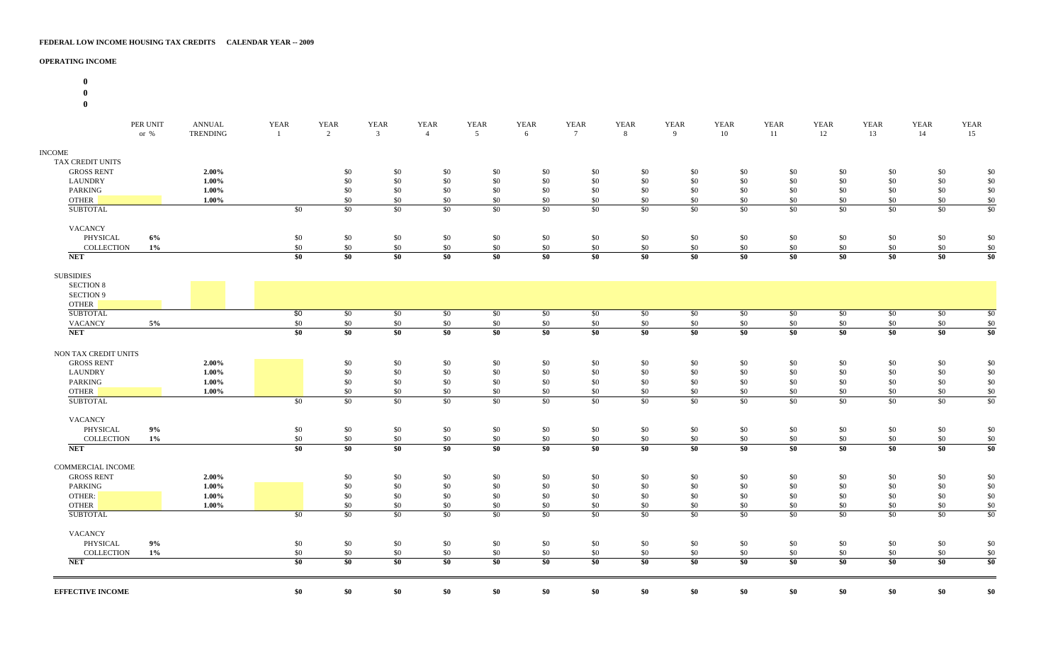**FEDERAL LOW INCOME HOUSING TAX CREDITS CALENDAR YEAR -- 2009**

**OPERATING INCOME**

**0**

**0**

**0**

| | PER UNIT or % | ANNUAL TRENDING | YEAR 1 | YEAR 2 | YEAR 3 | YEAR 4 | YEAR 5 | YEAR 6 | YEAR 7 | YEAR 8 | YEAR 9 | YEAR 10 | YEAR 11 | YEAR 12 | YEAR 13 | YEAR 14 | YEAR 15 |
|---|---|---|---|---|---|---|---|---|---|---|---|---|---|---|---|---|---|
| INCOME | | | | | | | | | | | | | | | | | |
| TAX CREDIT UNITS | | | | | | | | | | | | | | | | | |
| GROSS RENT | | **2.00%** | | $0 | $0 | $0 | $0 | $0 | $0 | $0 | $0 | $0 | $0 | $0 | $0 | $0 | $0 |
| LAUNDRY | | **1.00%** | | $0 | $0 | $0 | $0 | $0 | $0 | $0 | $0 | $0 | $0 | $0 | $0 | $0 | $0 |
| PARKING | | **1.00%** | | $0 | $0 | $0 | $0 | $0 | $0 | $0 | $0 | $0 | $0 | $0 | $0 | $0 | $0 |
| OTHER | | **1.00%** | | $0 | $0 | $0 | $0 | $0 | $0 | $0 | $0 | $0 | $0 | $0 | $0 | $0 | $0 |
| SUBTOTAL | | | $0 | $0 | $0 | $0 | $0 | $0 | $0 | $0 | $0 | $0 | $0 | $0 | $0 | $0 | $0 |
| VACANCY | | | | | | | | | | | | | | | | | |
| PHYSICAL | **6%** | | $0 | $0 | $0 | $0 | $0 | $0 | $0 | $0 | $0 | $0 | $0 | $0 | $0 | $0 | $0 |
| COLLECTION | **1%** | | $0 | $0 | $0 | $0 | $0 | $0 | $0 | $0 | $0 | $0 | $0 | $0 | $0 | $0 | $0 |
| **NET** | | | **$0** | **$0** | **$0** | **$0** | **$0** | **$0** | **$0** | **$0** | **$0** | **$0** | **$0** | **$0** | **$0** | **$0** | **$0** |
| SUBSIDIES | | | | | | | | | | | | | | | | | |
| SECTION 8 | | | | | | | | | | | | | | | | | |
| SECTION 9 | | | | | | | | | | | | | | | | | |
| OTHER | | | | | | | | | | | | | | | | | |
| SUBTOTAL | | | $0 | $0 | $0 | $0 | $0 | $0 | $0 | $0 | $0 | $0 | $0 | $0 | $0 | $0 | $0 |
| VACANCY | **5%** | | $0 | $0 | $0 | $0 | $0 | $0 | $0 | $0 | $0 | $0 | $0 | $0 | $0 | $0 | $0 |
| **NET** | | | **$0** | **$0** | **$0** | **$0** | **$0** | **$0** | **$0** | **$0** | **$0** | **$0** | **$0** | **$0** | **$0** | **$0** | **$0** |
| NON TAX CREDIT UNITS | | | | | | | | | | | | | | | | | |
| GROSS RENT | | **2.00%** | | $0 | $0 | $0 | $0 | $0 | $0 | $0 | $0 | $0 | $0 | $0 | $0 | $0 | $0 |
| LAUNDRY | | **1.00%** | | $0 | $0 | $0 | $0 | $0 | $0 | $0 | $0 | $0 | $0 | $0 | $0 | $0 | $0 |
| PARKING | | **1.00%** | | $0 | $0 | $0 | $0 | $0 | $0 | $0 | $0 | $0 | $0 | $0 | $0 | $0 | $0 |
| OTHER | | **1.00%** | | $0 | $0 | $0 | $0 | $0 | $0 | $0 | $0 | $0 | $0 | $0 | $0 | $0 | $0 |
| SUBTOTAL | | | $0 | $0 | $0 | $0 | $0 | $0 | $0 | $0 | $0 | $0 | $0 | $0 | $0 | $0 | $0 |
| VACANCY | | | | | | | | | | | | | | | | | |
| PHYSICAL | **9%** | | $0 | $0 | $0 | $0 | $0 | $0 | $0 | $0 | $0 | $0 | $0 | $0 | $0 | $0 | $0 |
| COLLECTION | **1%** | | $0 | $0 | $0 | $0 | $0 | $0 | $0 | $0 | $0 | $0 | $0 | $0 | $0 | $0 | $0 |
| **NET** | | | **$0** | **$0** | **$0** | **$0** | **$0** | **$0** | **$0** | **$0** | **$0** | **$0** | **$0** | **$0** | **$0** | **$0** | **$0** |
| COMMERCIAL INCOME | | | | | | | | | | | | | | | | | |
| GROSS RENT | | **2.00%** | | $0 | $0 | $0 | $0 | $0 | $0 | $0 | $0 | $0 | $0 | $0 | $0 | $0 | $0 |
| PARKING | | **1.00%** | | $0 | $0 | $0 | $0 | $0 | $0 | $0 | $0 | $0 | $0 | $0 | $0 | $0 | $0 |
| OTHER: | | **1.00%** | | $0 | $0 | $0 | $0 | $0 | $0 | $0 | $0 | $0 | $0 | $0 | $0 | $0 | $0 |
| OTHER | | **1.00%** | | $0 | $0 | $0 | $0 | $0 | $0 | $0 | $0 | $0 | $0 | $0 | $0 | $0 | $0 |
| SUBTOTAL | | | $0 | $0 | $0 | $0 | $0 | $0 | $0 | $0 | $0 | $0 | $0 | $0 | $0 | $0 | $0 |
| VACANCY | | | | | | | | | | | | | | | | | |
| PHYSICAL | **9%** | | $0 | $0 | $0 | $0 | $0 | $0 | $0 | $0 | $0 | $0 | $0 | $0 | $0 | $0 | $0 |
| COLLECTION | **1%** | | $0 | $0 | $0 | $0 | $0 | $0 | $0 | $0 | $0 | $0 | $0 | $0 | $0 | $0 | $0 |
| **NET** | | | **$0** | **$0** | **$0** | **$0** | **$0** | **$0** | **$0** | **$0** | **$0** | **$0** | **$0** | **$0** | **$0** | **$0** | **$0** |
| **EFFECTIVE INCOME** | | | **$0** | **$0** | **$0** | **$0** | **$0** | **$0** | **$0** | **$0** | **$0** | **$0** | **$0** | **$0** | **$0** | **$0** | **$0** |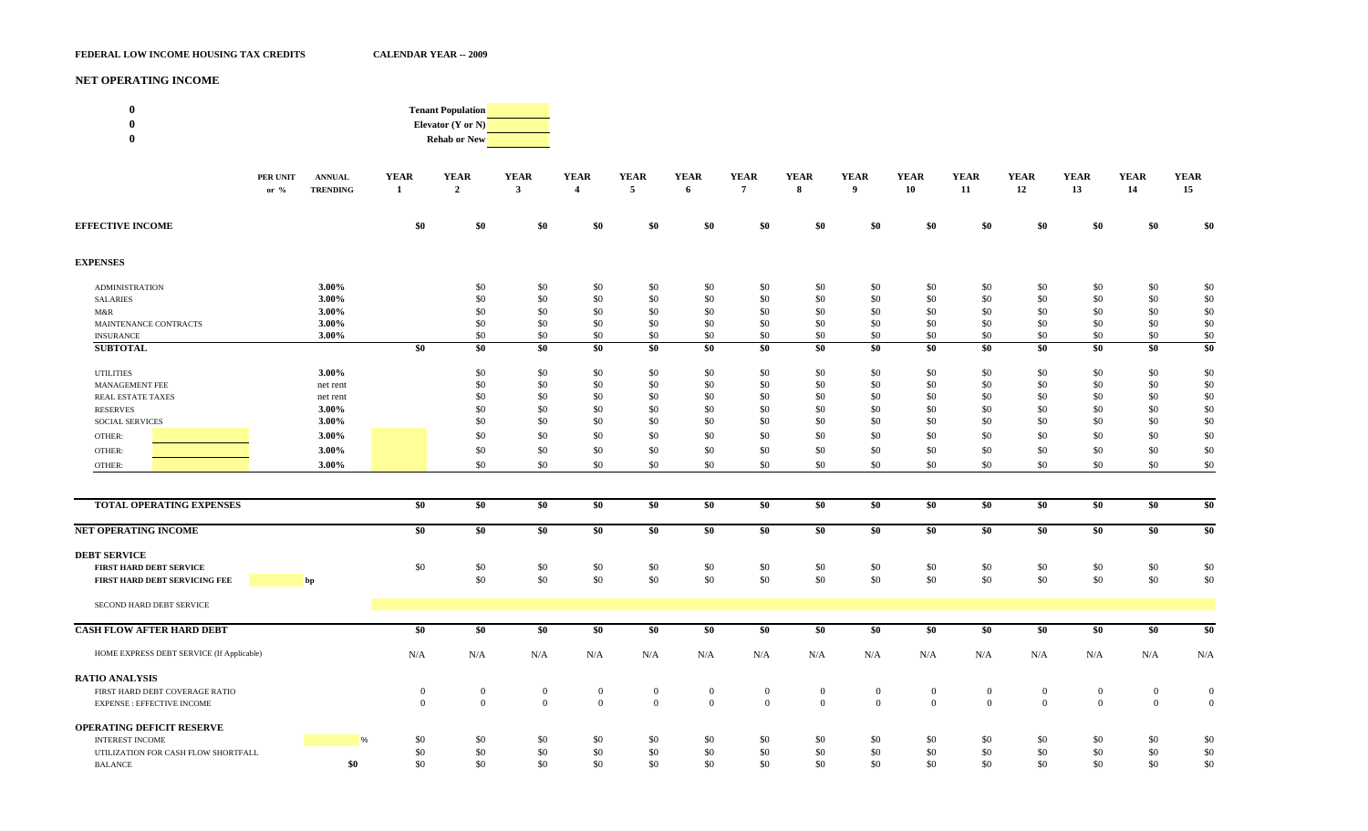FEDERAL LOW INCOME HOUSING TAX CREDITS    CALENDAR YEAR -- 2009

## NET OPERATING INCOME

| | |
|---|---|
| **0** | **Tenant Population** |
| **0** | **Elevator (Y or N)** |
| **0** | **Rehab or New** |

| | PER UNIT or % | ANNUAL TRENDING | YEAR 1 | YEAR 2 | YEAR 3 | YEAR 4 | YEAR 5 | YEAR 6 | YEAR 7 | YEAR 8 | YEAR 9 | YEAR 10 | YEAR 11 | YEAR 12 | YEAR 13 | YEAR 14 | YEAR 15 |
|---|---|---|---|---|---|---|---|---|---|---|---|---|---|---|---|---|---|
| **EFFECTIVE INCOME** | | | **$0** | **$0** | **$0** | **$0** | **$0** | **$0** | **$0** | **$0** | **$0** | **$0** | **$0** | **$0** | **$0** | **$0** | **$0** |
| **EXPENSES** | | | | | | | | | | | | | | | | | |
| ADMINISTRATION | | 3.00% | | $0 | $0 | $0 | $0 | $0 | $0 | $0 | $0 | $0 | $0 | $0 | $0 | $0 | $0 |
| SALARIES | | 3.00% | | $0 | $0 | $0 | $0 | $0 | $0 | $0 | $0 | $0 | $0 | $0 | $0 | $0 | $0 |
| M&R | | 3.00% | | $0 | $0 | $0 | $0 | $0 | $0 | $0 | $0 | $0 | $0 | $0 | $0 | $0 | $0 |
| MAINTENANCE CONTRACTS | | 3.00% | | $0 | $0 | $0 | $0 | $0 | $0 | $0 | $0 | $0 | $0 | $0 | $0 | $0 | $0 |
| INSURANCE | | 3.00% | | $0 | $0 | $0 | $0 | $0 | $0 | $0 | $0 | $0 | $0 | $0 | $0 | $0 | $0 |
| **SUBTOTAL** | | | **$0** | **$0** | **$0** | **$0** | **$0** | **$0** | **$0** | **$0** | **$0** | **$0** | **$0** | **$0** | **$0** | **$0** | **$0** |
| UTILITIES | | 3.00% | | $0 | $0 | $0 | $0 | $0 | $0 | $0 | $0 | $0 | $0 | $0 | $0 | $0 | $0 |
| MANAGEMENT FEE | | net rent | | $0 | $0 | $0 | $0 | $0 | $0 | $0 | $0 | $0 | $0 | $0 | $0 | $0 | $0 |
| REAL ESTATE TAXES | | net rent | | $0 | $0 | $0 | $0 | $0 | $0 | $0 | $0 | $0 | $0 | $0 | $0 | $0 | $0 |
| RESERVES | | 3.00% | | $0 | $0 | $0 | $0 | $0 | $0 | $0 | $0 | $0 | $0 | $0 | $0 | $0 | $0 |
| SOCIAL SERVICES | | 3.00% | | $0 | $0 | $0 | $0 | $0 | $0 | $0 | $0 | $0 | $0 | $0 | $0 | $0 | $0 |
| OTHER: | | 3.00% | | $0 | $0 | $0 | $0 | $0 | $0 | $0 | $0 | $0 | $0 | $0 | $0 | $0 | $0 |
| OTHER: | | 3.00% | | $0 | $0 | $0 | $0 | $0 | $0 | $0 | $0 | $0 | $0 | $0 | $0 | $0 | $0 |
| OTHER: | | 3.00% | | $0 | $0 | $0 | $0 | $0 | $0 | $0 | $0 | $0 | $0 | $0 | $0 | $0 | $0 |
| **TOTAL OPERATING EXPENSES** | | | **$0** | **$0** | **$0** | **$0** | **$0** | **$0** | **$0** | **$0** | **$0** | **$0** | **$0** | **$0** | **$0** | **$0** | **$0** |
| **NET OPERATING INCOME** | | | **$0** | **$0** | **$0** | **$0** | **$0** | **$0** | **$0** | **$0** | **$0** | **$0** | **$0** | **$0** | **$0** | **$0** | **$0** |
| **DEBT SERVICE** | | | | | | | | | | | | | | | | | |
| **FIRST HARD DEBT SERVICE** | | | $0 | $0 | $0 | $0 | $0 | $0 | $0 | $0 | $0 | $0 | $0 | $0 | $0 | $0 | $0 |
| **FIRST HARD DEBT SERVICING FEE** | | bp | | $0 | $0 | $0 | $0 | $0 | $0 | $0 | $0 | $0 | $0 | $0 | $0 | $0 | $0 |
| SECOND HARD DEBT SERVICE | | | | | | | | | | | | | | | | | |
| **CASH FLOW AFTER HARD DEBT** | | | **$0** | **$0** | **$0** | **$0** | **$0** | **$0** | **$0** | **$0** | **$0** | **$0** | **$0** | **$0** | **$0** | **$0** | **$0** |
| HOME EXPRESS DEBT SERVICE (If Applicable) | | | N/A | N/A | N/A | N/A | N/A | N/A | N/A | N/A | N/A | N/A | N/A | N/A | N/A | N/A | N/A |
| **RATIO ANALYSIS** | | | | | | | | | | | | | | | | | |
| FIRST HARD DEBT COVERAGE RATIO | | | 0 | 0 | 0 | 0 | 0 | 0 | 0 | 0 | 0 | 0 | 0 | 0 | 0 | 0 | 0 |
| EXPENSE : EFFECTIVE INCOME | | | 0 | 0 | 0 | 0 | 0 | 0 | 0 | 0 | 0 | 0 | 0 | 0 | 0 | 0 | 0 |
| **OPERATING DEFICIT RESERVE** | | | | | | | | | | | | | | | | | |
| INTEREST INCOME | | % | $0 | $0 | $0 | $0 | $0 | $0 | $0 | $0 | $0 | $0 | $0 | $0 | $0 | $0 | $0 |
| UTILIZATION FOR CASH FLOW SHORTFALL | | | $0 | $0 | $0 | $0 | $0 | $0 | $0 | $0 | $0 | $0 | $0 | $0 | $0 | $0 | $0 |
| BALANCE | | **$0** | $0 | $0 | $0 | $0 | $0 | $0 | $0 | $0 | $0 | $0 | $0 | $0 | $0 | $0 | $0 |